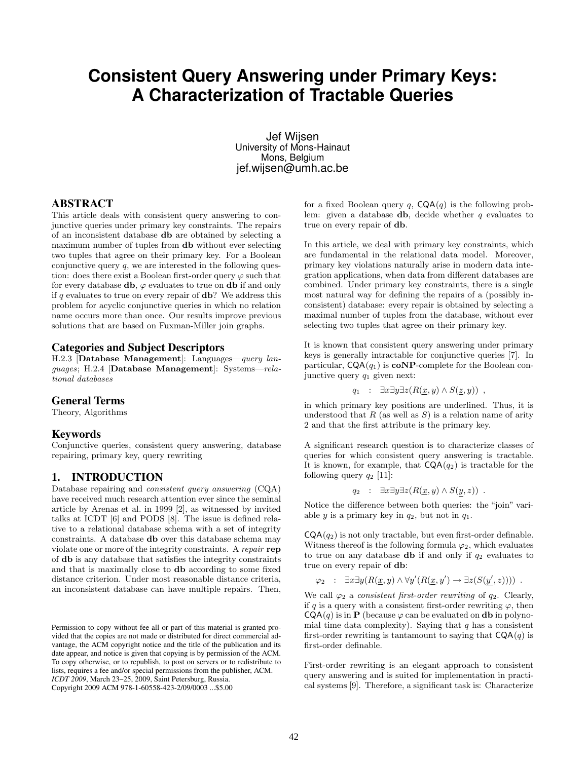# Consistent Query Answering under Primary Keys: A Characterization of Tractable Queries

Jef Wijsen
University of Mons-Hainaut
Mons, Belgium
jef.wijsen@umh.ac.be

## ABSTRACT

This article deals with consistent query answering to conjunctive queries under primary key constraints. The repairs of an inconsistent database **db** are obtained by selecting a maximum number of tuples from **db** without ever selecting two tuples that agree on their primary key. For a Boolean conjunctive query $q$, we are interested in the following question: does there exist a Boolean first-order query $\varphi$ such that for every database **db**, $\varphi$ evaluates to true on **db** if and only if $q$ evaluates to true on every repair of **db**? We address this problem for acyclic conjunctive queries in which no relation name occurs more than once. Our results improve previous solutions that are based on Fuxman-Miller join graphs.

### Categories and Subject Descriptors

H.2.3 [**Database Management**]: Languages—*query languages*; H.2.4 [**Database Management**]: Systems—*relational databases*

### General Terms

Theory, Algorithms

### Keywords

Conjunctive queries, consistent query answering, database repairing, primary key, query rewriting

## 1. INTRODUCTION

Database repairing and *consistent query answering* (CQA) have received much research attention ever since the seminal article by Arenas et al. in 1999 [2], as witnessed by invited talks at ICDT [6] and PODS [8]. The issue is defined relative to a relational database schema with a set of integrity constraints. A database **db** over this database schema may violate one or more of the integrity constraints. A *repair* **rep** of **db** is any database that satisfies the integrity constraints and that is maximally close to **db** according to some fixed distance criterion. Under most reasonable distance criteria, an inconsistent database can have multiple repairs. Then, for a fixed Boolean query $q$, $\mathsf{CQA}(q)$ is the following problem: given a database **db**, decide whether $q$ evaluates to true on every repair of **db**.

In this article, we deal with primary key constraints, which are fundamental in the relational data model. Moreover, primary key violations naturally arise in modern data integration applications, when data from different databases are combined. Under primary key constraints, there is a single most natural way for defining the repairs of a (possibly inconsistent) database: every repair is obtained by selecting a maximal number of tuples from the database, without ever selecting two tuples that agree on their primary key.

It is known that consistent query answering under primary keys is generally intractable for conjunctive queries [7]. In particular, $\mathsf{CQA}(q_1)$ is **coNP**-complete for the Boolean conjunctive query $q_1$ given next:

$$q_1 \quad : \quad \exists x \exists y \exists z (R(\underline{x}, y) \wedge S(\underline{z}, y)) \ ,$$

in which primary key positions are underlined. Thus, it is understood that $R$ (as well as $S$) is a relation name of arity 2 and that the first attribute is the primary key.

A significant research question is to characterize classes of queries for which consistent query answering is tractable. It is known, for example, that $\mathsf{CQA}(q_2)$ is tractable for the following query $q_2$ [11]:

$$q_2 \quad : \quad \exists x \exists y \exists z (R(\underline{x}, y) \wedge S(\underline{y}, z)) \ .$$

Notice the difference between both queries: the "join" variable $y$ is a primary key in $q_2$, but not in $q_1$.

$\mathsf{CQA}(q_2)$ is not only tractable, but even first-order definable. Witness thereof is the following formula $\varphi_2$, which evaluates to true on any database **db** if and only if $q_2$ evaluates to true on every repair of **db**:

$$\varphi_2 \quad : \quad \exists x \exists y (R(\underline{x}, y) \wedge \forall y' (R(\underline{x}, y') \rightarrow \exists z (S(\underline{y'}, z)))) \ .$$

We call $\varphi_2$ a *consistent first-order rewriting* of $q_2$. Clearly, if $q$ is a query with a consistent first-order rewriting $\varphi$, then $\mathsf{CQA}(q)$ is in **P** (because $\varphi$ can be evaluated on **db** in polynomial time data complexity). Saying that $q$ has a consistent first-order rewriting is tantamount to saying that $\mathsf{CQA}(q)$ is first-order definable.

First-order rewriting is an elegant approach to consistent query answering and is suited for implementation in practical systems [9]. Therefore, a significant task is: Characterize

Permission to copy without fee all or part of this material is granted provided that the copies are not made or distributed for direct commercial advantage, the ACM copyright notice and the title of the publication and its date appear, and notice is given that copying is by permission of the ACM. To copy otherwise, or to republish, to post on servers or to redistribute to lists, requires a fee and/or special permissions from the publisher, ACM.
*ICDT 2009*, March 23–25, 2009, Saint Petersburg, Russia.
Copyright 2009 ACM 978-1-60558-423-2/09/0003 ...$5.00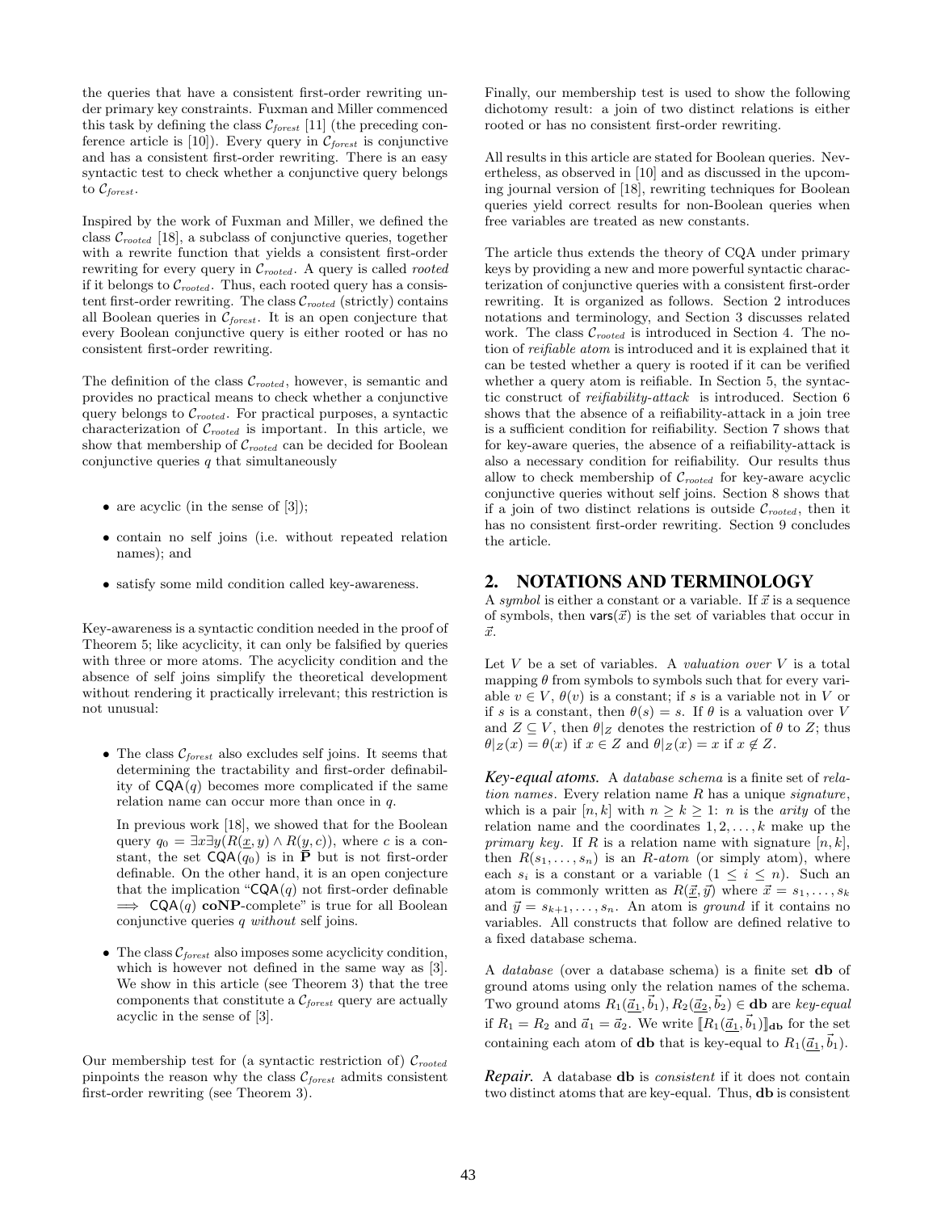the queries that have a consistent first-order rewriting under primary key constraints. Fuxman and Miller commenced this task by defining the class $\mathcal{C}_{forest}$ [11] (the preceding conference article is [10]). Every query in $\mathcal{C}_{forest}$ is conjunctive and has a consistent first-order rewriting. There is an easy syntactic test to check whether a conjunctive query belongs to $\mathcal{C}_{forest}$.

Inspired by the work of Fuxman and Miller, we defined the class $\mathcal{C}_{rooted}$ [18], a subclass of conjunctive queries, together with a rewrite function that yields a consistent first-order rewriting for every query in $\mathcal{C}_{rooted}$. A query is called *rooted* if it belongs to $\mathcal{C}_{rooted}$. Thus, each rooted query has a consistent first-order rewriting. The class $\mathcal{C}_{rooted}$ (strictly) contains all Boolean queries in $\mathcal{C}_{forest}$. It is an open conjecture that every Boolean conjunctive query is either rooted or has no consistent first-order rewriting.

The definition of the class $\mathcal{C}_{rooted}$, however, is semantic and provides no practical means to check whether a conjunctive query belongs to $\mathcal{C}_{rooted}$. For practical purposes, a syntactic characterization of $\mathcal{C}_{rooted}$ is important. In this article, we show that membership of $\mathcal{C}_{rooted}$ can be decided for Boolean conjunctive queries $q$ that simultaneously

- are acyclic (in the sense of [3]);
- contain no self joins (i.e. without repeated relation names); and
- satisfy some mild condition called key-awareness.

Key-awareness is a syntactic condition needed in the proof of Theorem 5; like acyclicity, it can only be falsified by queries with three or more atoms. The acyclicity condition and the absence of self joins simplify the theoretical development without rendering it practically irrelevant; this restriction is not unusual:

- The class $\mathcal{C}_{forest}$ also excludes self joins. It seems that determining the tractability and first-order definability of $\mathsf{CQA}(q)$ becomes more complicated if the same relation name can occur more than once in $q$.

  In previous work [18], we showed that for the Boolean query $q_0 = \exists x \exists y (R(\underline{x}, y) \wedge R(\underline{y}, c))$, where $c$ is a constant, the set $\mathsf{CQA}(q_0)$ is in $\mathbf{P}$ but is not first-order definable. On the other hand, it is an open conjecture that the implication "$\mathsf{CQA}(q)$ not first-order definable $\implies$ $\mathsf{CQA}(q)$ **coNP**-complete" is true for all Boolean conjunctive queries $q$ *without* self joins.

- The class $\mathcal{C}_{forest}$ also imposes some acyclicity condition, which is however not defined in the same way as [3]. We show in this article (see Theorem 3) that the tree components that constitute a $\mathcal{C}_{forest}$ query are actually acyclic in the sense of [3].

Our membership test for (a syntactic restriction of) $\mathcal{C}_{rooted}$ pinpoints the reason why the class $\mathcal{C}_{forest}$ admits consistent first-order rewriting (see Theorem 3).

Finally, our membership test is used to show the following dichotomy result: a join of two distinct relations is either rooted or has no consistent first-order rewriting.

All results in this article are stated for Boolean queries. Nevertheless, as observed in [10] and as discussed in the upcoming journal version of [18], rewriting techniques for Boolean queries yield correct results for non-Boolean queries when free variables are treated as new constants.

The article thus extends the theory of CQA under primary keys by providing a new and more powerful syntactic characterization of conjunctive queries with a consistent first-order rewriting. It is organized as follows. Section 2 introduces notations and terminology, and Section 3 discusses related work. The class $\mathcal{C}_{rooted}$ is introduced in Section 4. The notion of *reifiable atom* is introduced and it is explained that it can be tested whether a query is rooted if it can be verified whether a query atom is reifiable. In Section 5, the syntactic construct of *reifiability-attack* is introduced. Section 6 shows that the absence of a reifiability-attack in a join tree is a sufficient condition for reifiability. Section 7 shows that for key-aware queries, the absence of a reifiability-attack is also a necessary condition for reifiability. Our results thus allow to check membership of $\mathcal{C}_{rooted}$ for key-aware acyclic conjunctive queries without self joins. Section 8 shows that if a join of two distinct relations is outside $\mathcal{C}_{rooted}$, then it has no consistent first-order rewriting. Section 9 concludes the article.

## 2. NOTATIONS AND TERMINOLOGY

A *symbol* is either a constant or a variable. If $\vec{x}$ is a sequence of symbols, then $\mathsf{vars}(\vec{x})$ is the set of variables that occur in $\vec{x}$.

Let $V$ be a set of variables. A *valuation over* $V$ is a total mapping $\theta$ from symbols to symbols such that for every variable $v \in V$, $\theta(v)$ is a constant; if $s$ is a variable not in $V$ or if $s$ is a constant, then $\theta(s) = s$. If $\theta$ is a valuation over $V$ and $Z \subseteq V$, then $\theta|_Z$ denotes the restriction of $\theta$ to $Z$; thus $\theta|_Z(x) = \theta(x)$ if $x \in Z$ and $\theta|_Z(x) = x$ if $x \notin Z$.

***Key-equal atoms.*** A *database schema* is a finite set of *relation names*. Every relation name $R$ has a unique *signature*, which is a pair $[n, k]$ with $n \geq k \geq 1$: $n$ is the *arity* of the relation name and the coordinates $1, 2, \ldots, k$ make up the *primary key*. If $R$ is a relation name with signature $[n, k]$, then $R(s_1, \ldots, s_n)$ is an $R$-*atom* (or simply atom), where each $s_i$ is a constant or a variable ($1 \leq i \leq n$). Such an atom is commonly written as $R(\underline{\vec{x}}, \vec{y})$ where $\vec{x} = s_1, \ldots, s_k$ and $\vec{y} = s_{k+1}, \ldots, s_n$. An atom is *ground* if it contains no variables. All constructs that follow are defined relative to a fixed database schema.

A *database* (over a database schema) is a finite set $\mathbf{db}$ of ground atoms using only the relation names of the schema. Two ground atoms $R_1(\underline{\vec{a}_1}, \vec{b}_1), R_2(\underline{\vec{a}_2}, \vec{b}_2) \in \mathbf{db}$ are *key-equal* if $R_1 = R_2$ and $\vec{a}_1 = \vec{a}_2$. We write $[\![R_1(\underline{\vec{a}_1}, \vec{b}_1)]\!]_{\mathbf{db}}$ for the set containing each atom of $\mathbf{db}$ that is key-equal to $R_1(\underline{\vec{a}_1}, \vec{b}_1)$.

***Repair.*** A database $\mathbf{db}$ is *consistent* if it does not contain two distinct atoms that are key-equal. Thus, $\mathbf{db}$ is consistent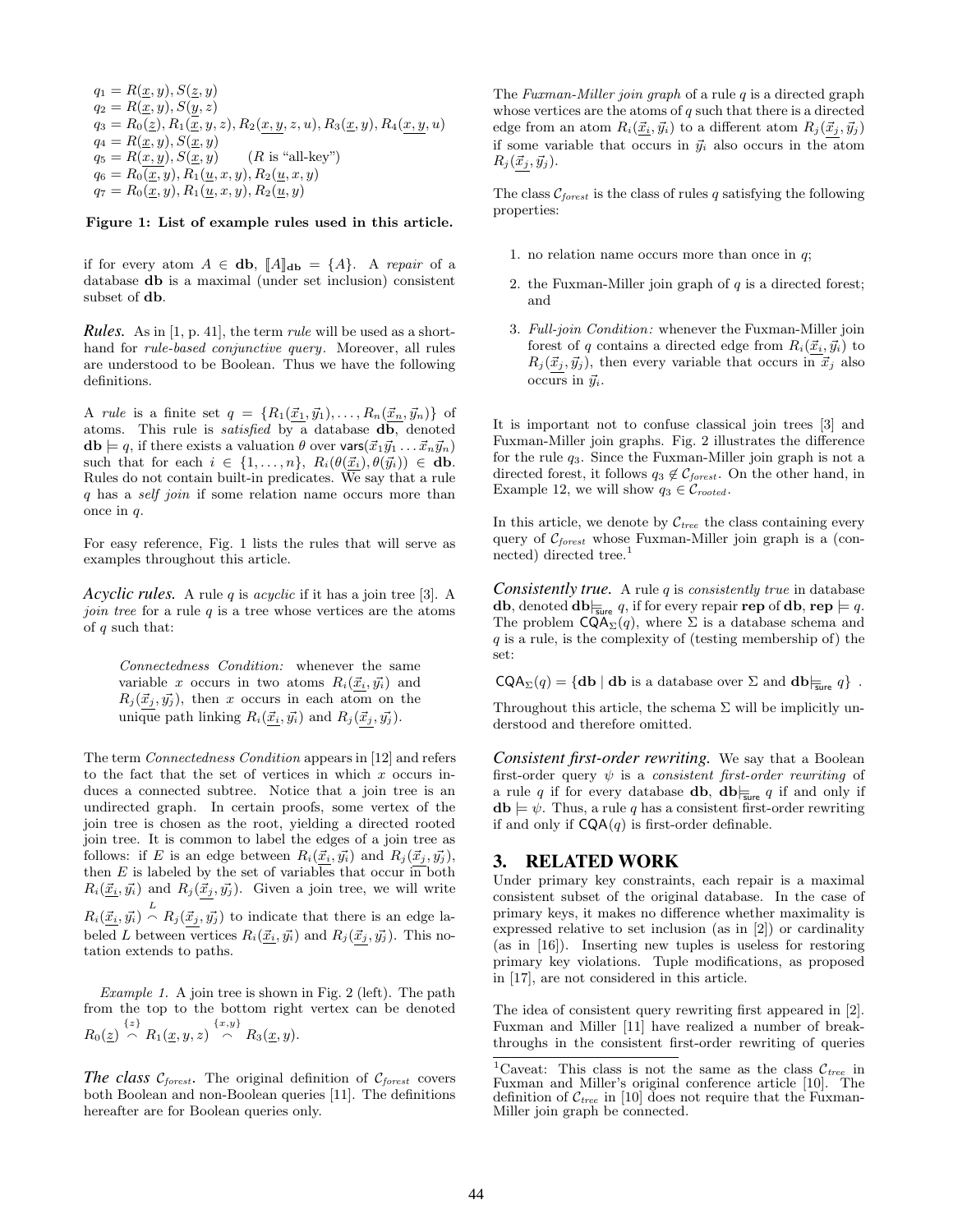$q_1 = R(\underline{x}, y), S(\underline{z}, y)$
$q_2 = R(\underline{x}, y), S(\underline{y}, z)$
$q_3 = R_0(\underline{z}), R_1(\underline{x}, y, z), R_2(\underline{x, y}, z, u), R_3(\underline{x}, y), R_4(\underline{x, y}, u)$
$q_4 = R(\underline{x}, y), S(\underline{x}, y)$
$q_5 = R(\underline{x, y}), S(\underline{x}, y) \quad$ ($R$ is "all-key")
$q_6 = R_0(\underline{x}, y), R_1(\underline{u}, x, y), R_2(\underline{u}, x, y)$
$q_7 = R_0(\underline{x}, y), R_1(\underline{u}, x, y), R_2(\underline{u}, y)$

**Figure 1: List of example rules used in this article.**

if for every atom $A \in \mathbf{db}$, $[\![A]\!]_{\mathbf{db}} = \{A\}$. A *repair* of a database $\mathbf{db}$ is a maximal (under set inclusion) consistent subset of $\mathbf{db}$.

***Rules.*** As in [1, p. 41], the term *rule* will be used as a shorthand for *rule-based conjunctive query*. Moreover, all rules are understood to be Boolean. Thus we have the following definitions.

A *rule* is a finite set $q = \{R_1(\underline{\vec{x}_1}, \vec{y}_1), \dots, R_n(\underline{\vec{x}_n}, \vec{y}_n)\}$ of atoms. This rule is *satisfied* by a database $\mathbf{db}$, denoted $\mathbf{db} \models q$, if there exists a valuation $\theta$ over $\mathsf{vars}(\vec{x}_1\vec{y}_1 \dots \vec{x}_n\vec{y}_n)$ such that for each $i \in \{1, \dots, n\}$, $R_i(\underline{\theta(\vec{x}_i)}, \theta(\vec{y}_i)) \in \mathbf{db}$. Rules do not contain built-in predicates. We say that a rule $q$ has a *self join* if some relation name occurs more than once in $q$.

For easy reference, Fig. 1 lists the rules that will serve as examples throughout this article.

***Acyclic rules.*** A rule $q$ is *acyclic* if it has a join tree [3]. A *join tree* for a rule $q$ is a tree whose vertices are the atoms of $q$ such that:

> *Connectedness Condition:* whenever the same variable $x$ occurs in two atoms $R_i(\underline{\vec{x}_i}, \vec{y}_i)$ and $R_j(\underline{\vec{x}_j}, \vec{y}_j)$, then $x$ occurs in each atom on the unique path linking $R_i(\underline{\vec{x}_i}, \vec{y}_i)$ and $R_j(\underline{\vec{x}_j}, \vec{y}_j)$.

The term *Connectedness Condition* appears in [12] and refers to the fact that the set of vertices in which $x$ occurs induces a connected subtree. Notice that a join tree is an undirected graph. In certain proofs, some vertex of the join tree is chosen as the root, yielding a directed rooted join tree. It is common to label the edges of a join tree as follows: if $E$ is an edge between $R_i(\underline{\vec{x}_i}, \vec{y}_i)$ and $R_j(\underline{\vec{x}_j}, \vec{y}_j)$, then $E$ is labeled by the set of variables that occur in both $R_i(\underline{\vec{x}_i}, \vec{y}_i)$ and $R_j(\underline{\vec{x}_j}, \vec{y}_j)$. Given a join tree, we will write $R_i(\underline{\vec{x}_i}, \vec{y}_i) \overset{L}{\frown} R_j(\underline{\vec{x}_j}, \vec{y}_j)$ to indicate that there is an edge labeled $L$ between vertices $R_i(\underline{\vec{x}_i}, \vec{y}_i)$ and $R_j(\underline{\vec{x}_j}, \vec{y}_j)$. This notation extends to paths.

*Example 1.* A join tree is shown in Fig. 2 (left). The path from the top to the bottom right vertex can be denoted $R_0(\underline{z}) \overset{\{z\}}{\frown} R_1(\underline{x}, y, z) \overset{\{x,y\}}{\frown} R_3(\underline{x}, y)$.

***The class $\mathcal{C}_{forest}$.*** The original definition of $\mathcal{C}_{forest}$ covers both Boolean and non-Boolean queries [11]. The definitions hereafter are for Boolean queries only.

The *Fuxman-Miller join graph* of a rule $q$ is a directed graph whose vertices are the atoms of $q$ such that there is a directed edge from an atom $R_i(\underline{\vec{x}_i}, \vec{y}_i)$ to a different atom $R_j(\underline{\vec{x}_j}, \vec{y}_j)$ if some variable that occurs in $\vec{y}_i$ also occurs in the atom $R_j(\underline{\vec{x}_j}, \vec{y}_j)$.

The class $\mathcal{C}_{forest}$ is the class of rules $q$ satisfying the following properties:

1. no relation name occurs more than once in $q$;
2. the Fuxman-Miller join graph of $q$ is a directed forest; and
3. *Full-join Condition:* whenever the Fuxman-Miller join forest of $q$ contains a directed edge from $R_i(\underline{\vec{x}_i}, \vec{y}_i)$ to $R_j(\underline{\vec{x}_j}, \vec{y}_j)$, then every variable that occurs in $\vec{x}_j$ also occurs in $\vec{y}_i$.

It is important not to confuse classical join trees [3] and Fuxman-Miller join graphs. Fig. 2 illustrates the difference for the rule $q_3$. Since the Fuxman-Miller join graph is not a directed forest, it follows $q_3 \notin \mathcal{C}_{forest}$. On the other hand, in Example 12, we will show $q_3 \in \mathcal{C}_{rooted}$.

In this article, we denote by $\mathcal{C}_{tree}$ the class containing every query of $\mathcal{C}_{forest}$ whose Fuxman-Miller join graph is a (connected) directed tree.[1]

***Consistently true.*** A rule $q$ is *consistently true* in database $\mathbf{db}$, denoted $\mathbf{db} \models_{\mathsf{sure}} q$, if for every repair $\mathbf{rep}$ of $\mathbf{db}$, $\mathbf{rep} \models q$. The problem $\mathsf{CQA}_\Sigma(q)$, where $\Sigma$ is a database schema and $q$ is a rule, is the complexity of (testing membership of) the set:

$$\mathsf{CQA}_\Sigma(q) = \{\mathbf{db} \mid \mathbf{db} \text{ is a database over } \Sigma \text{ and } \mathbf{db} \models_{\mathsf{sure}} q\} \ .$$

Throughout this article, the schema $\Sigma$ will be implicitly understood and therefore omitted.

***Consistent first-order rewriting.*** We say that a Boolean first-order query $\psi$ is a *consistent first-order rewriting* of a rule $q$ if for every database $\mathbf{db}$, $\mathbf{db} \models_{\mathsf{sure}} q$ if and only if $\mathbf{db} \models \psi$. Thus, a rule $q$ has a consistent first-order rewriting if and only if $\mathsf{CQA}(q)$ is first-order definable.

## 3. RELATED WORK

Under primary key constraints, each repair is a maximal consistent subset of the original database. In the case of primary keys, it makes no difference whether maximality is expressed relative to set inclusion (as in [2]) or cardinality (as in [16]). Inserting new tuples is useless for restoring primary key violations. Tuple modifications, as proposed in [17], are not considered in this article.

The idea of consistent query rewriting first appeared in [2]. Fuxman and Miller [11] have realized a number of breakthroughs in the consistent first-order rewriting of queries

[1] Caveat: This class is not the same as the class $\mathcal{C}_{tree}$ in Fuxman and Miller's original conference article [10]. The definition of $\mathcal{C}_{tree}$ in [10] does not require that the Fuxman-Miller join graph be connected.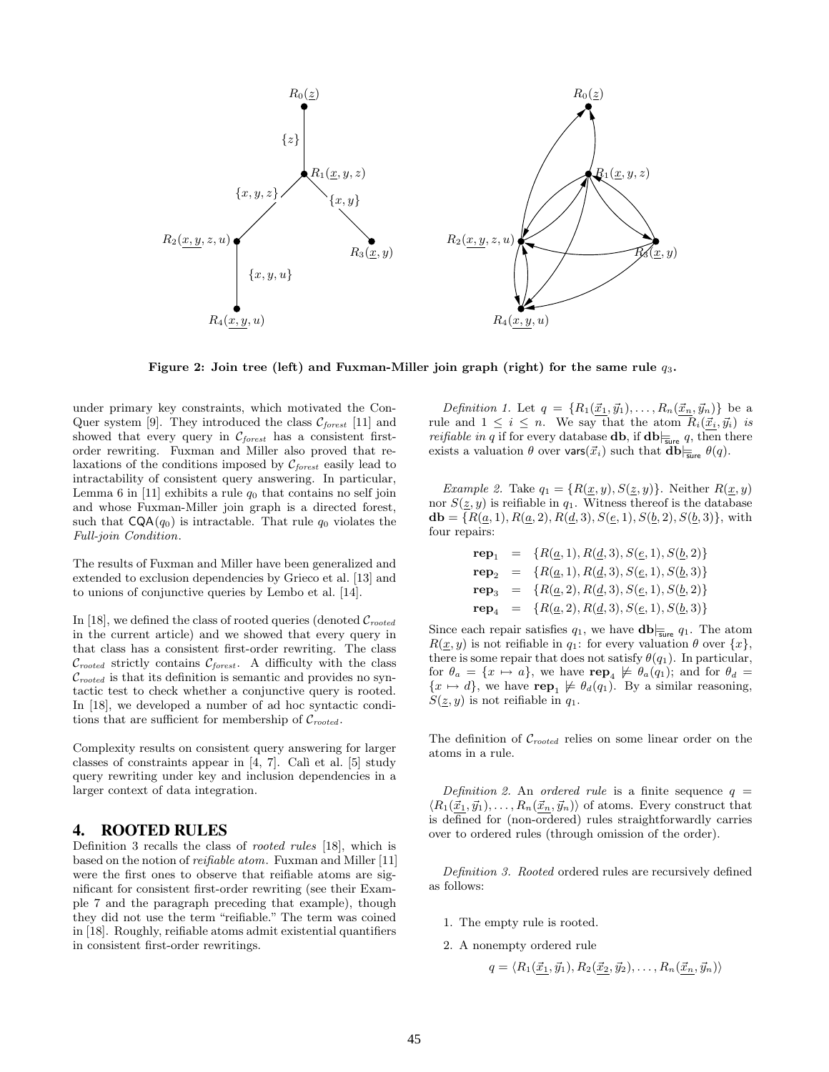Figure 2: Join tree (left) and Fuxman-Miller join graph (right) for the same rule $q_3$.

under primary key constraints, which motivated the ConQuer system [9]. They introduced the class $\mathcal{C}_{forest}$ [11] and showed that every query in $\mathcal{C}_{forest}$ has a consistent first-order rewriting. Fuxman and Miller also proved that relaxations of the conditions imposed by $\mathcal{C}_{forest}$ easily lead to intractability of consistent query answering. In particular, Lemma 6 in [11] exhibits a rule $q_0$ that contains no self join and whose Fuxman-Miller join graph is a directed forest, such that $\mathsf{CQA}(q_0)$ is intractable. That rule $q_0$ violates the *Full-join Condition*.

The results of Fuxman and Miller have been generalized and extended to exclusion dependencies by Grieco et al. [13] and to unions of conjunctive queries by Lembo et al. [14].

In [18], we defined the class of rooted queries (denoted $\mathcal{C}_{rooted}$ in the current article) and we showed that every query in that class has a consistent first-order rewriting. The class $\mathcal{C}_{rooted}$ strictly contains $\mathcal{C}_{forest}$. A difficulty with the class $\mathcal{C}_{rooted}$ is that its definition is semantic and provides no syntactic test to check whether a conjunctive query is rooted. In [18], we developed a number of ad hoc syntactic conditions that are sufficient for membership of $\mathcal{C}_{rooted}$.

Complexity results on consistent query answering for larger classes of constraints appear in [4, 7]. Calì et al. [5] study query rewriting under key and inclusion dependencies in a larger context of data integration.

## 4. ROOTED RULES

Definition 3 recalls the class of *rooted rules* [18], which is based on the notion of *reifiable atom*. Fuxman and Miller [11] were the first ones to observe that reifiable atoms are significant for consistent first-order rewriting (see their Example 7 and the paragraph preceding that example), though they did not use the term "reifiable." The term was coined in [18]. Roughly, reifiable atoms admit existential quantifiers in consistent first-order rewritings.

*Definition 1.* Let $q = \{R_1(\underline{\vec{x}_1}, \vec{y}_1), \dots, R_n(\underline{\vec{x}_n}, \vec{y}_n)\}$ be a rule and $1 \leq i \leq n$. We say that the atom $R_i(\vec{x}_i, \vec{y}_i)$ *is reifiable in* $q$ if for every database $\mathbf{db}$, if $\mathbf{db} \models_{\mathsf{sure}} q$, then there exists a valuation $\theta$ over $\mathsf{vars}(\vec{x}_i)$ such that $\mathbf{db} \models_{\mathsf{sure}} \theta(q)$.

*Example 2.* Take $q_1 = \{R(\underline{x}, y), S(\underline{z}, y)\}$. Neither $R(\underline{x}, y)$ nor $S(\underline{z}, y)$ is reifiable in $q_1$. Witness thereof is the database $\mathbf{db} = \{R(\underline{a}, 1), R(\underline{a}, 2), R(\underline{d}, 3), S(\underline{e}, 1), S(\underline{b}, 2), S(\underline{b}, 3)\}$, with four repairs:

$$
\begin{aligned}
\mathbf{rep}_1 &= \{R(\underline{a}, 1), R(\underline{d}, 3), S(\underline{e}, 1), S(\underline{b}, 2)\} \\
\mathbf{rep}_2 &= \{R(\underline{a}, 1), R(\underline{d}, 3), S(\underline{e}, 1), S(\underline{b}, 3)\} \\
\mathbf{rep}_3 &= \{R(\underline{a}, 2), R(\underline{d}, 3), S(\underline{e}, 1), S(\underline{b}, 2)\} \\
\mathbf{rep}_4 &= \{R(\underline{a}, 2), R(\underline{d}, 3), S(\underline{e}, 1), S(\underline{b}, 3)\}
\end{aligned}
$$

Since each repair satisfies $q_1$, we have $\mathbf{db} \models_{\mathsf{sure}} q_1$. The atom $R(\underline{x}, y)$ is not reifiable in $q_1$: for every valuation $\theta$ over $\{x\}$, there is some repair that does not satisfy $\theta(q_1)$. In particular, for $\theta_a = \{x \mapsto a\}$, we have $\mathbf{rep}_4 \not\models \theta_a(q_1)$; and for $\theta_d = \{x \mapsto d\}$, we have $\mathbf{rep}_1 \not\models \theta_d(q_1)$. By a similar reasoning, $S(\underline{z}, y)$ is not reifiable in $q_1$.

The definition of $\mathcal{C}_{rooted}$ relies on some linear order on the atoms in a rule.

*Definition 2.* An *ordered rule* is a finite sequence $q = \langle R_1(\underline{\vec{x}_1}, \vec{y}_1), \dots, R_n(\underline{\vec{x}_n}, \vec{y}_n)\rangle$ of atoms. Every construct that is defined for (non-ordered) rules straightforwardly carries over to ordered rules (through omission of the order).

*Definition 3.* *Rooted* ordered rules are recursively defined as follows:

1. The empty rule is rooted.
2. A nonempty ordered rule

$$q = \langle R_1(\underline{\vec{x}_1}, \vec{y}_1), R_2(\underline{\vec{x}_2}, \vec{y}_2), \dots, R_n(\underline{\vec{x}_n}, \vec{y}_n)\rangle$$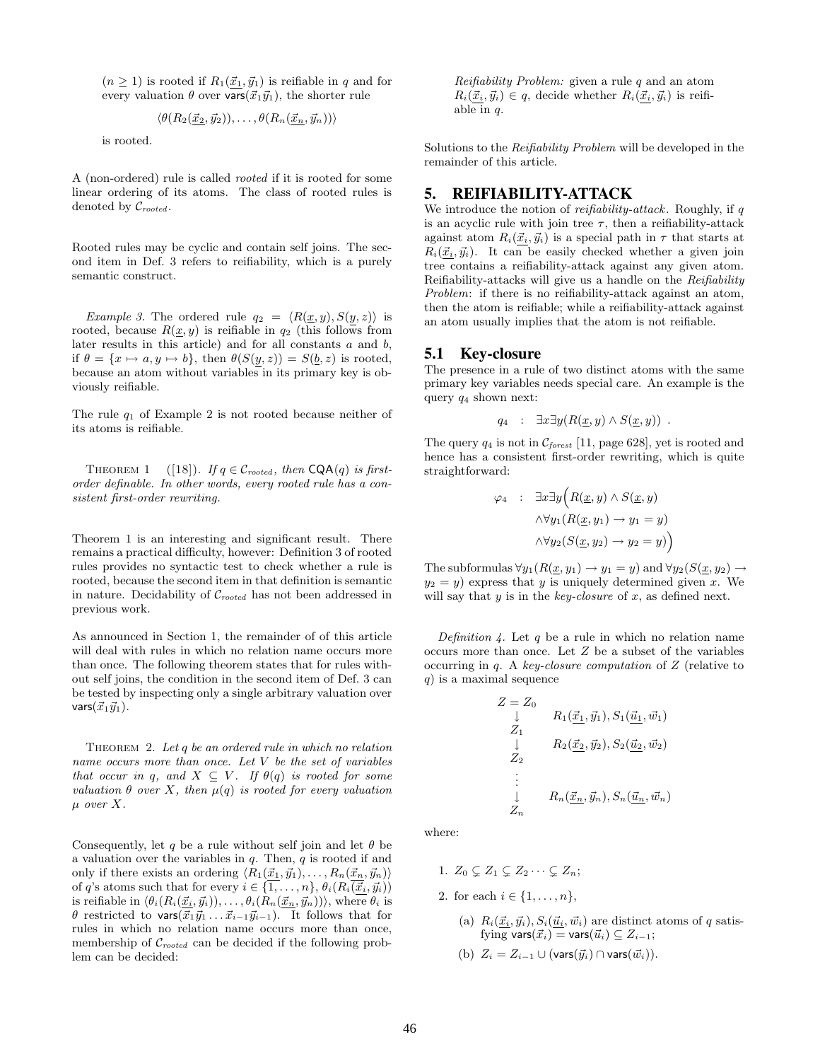$(n \geq 1)$ is rooted if $R_1(\underline{\vec{x}_1}, \vec{y}_1)$ is reifiable in $q$ and for every valuation $\theta$ over $\mathsf{vars}(\vec{x}_1\vec{y}_1)$, the shorter rule

$$\langle \theta(R_2(\underline{\vec{x}_2}, \vec{y}_2)), \ldots, \theta(R_n(\underline{\vec{x}_n}, \vec{y}_n)) \rangle$$

is rooted.

A (non-ordered) rule is called *rooted* if it is rooted for some linear ordering of its atoms. The class of rooted rules is denoted by $\mathcal{C}_{rooted}$.

Rooted rules may be cyclic and contain self joins. The second item in Def. 3 refers to reifiability, which is a purely semantic construct.

*Example 3.* The ordered rule $q_2 = \langle R(\underline{x}, y), S(\underline{y}, z) \rangle$ is rooted, because $R(\underline{x}, y)$ is reifiable in $q_2$ (this follows from later results in this article) and for all constants $a$ and $b$, if $\theta = \{x \mapsto a, y \mapsto b\}$, then $\theta(S(\underline{y}, z)) = S(\underline{b}, z)$ is rooted, because an atom without variables in its primary key is obviously reifiable.

The rule $q_1$ of Example 2 is not rooted because neither of its atoms is reifiable.

THEOREM 1 ([18]). *If $q \in \mathcal{C}_{rooted}$, then $\mathsf{CQA}(q)$ is first-order definable. In other words, every rooted rule has a consistent first-order rewriting.*

Theorem 1 is an interesting and significant result. There remains a practical difficulty, however: Definition 3 of rooted rules provides no syntactic test to check whether a rule is rooted, because the second item in that definition is semantic in nature. Decidability of $\mathcal{C}_{rooted}$ has not been addressed in previous work.

As announced in Section 1, the remainder of of this article will deal with rules in which no relation name occurs more than once. The following theorem states that for rules without self joins, the condition in the second item of Def. 3 can be tested by inspecting only a single arbitrary valuation over $\mathsf{vars}(\vec{x}_1\vec{y}_1)$.

THEOREM 2. *Let $q$ be an ordered rule in which no relation name occurs more than once. Let $V$ be the set of variables that occur in $q$, and $X \subseteq V$. If $\theta(q)$ is rooted for some valuation $\theta$ over $X$, then $\mu(q)$ is rooted for every valuation $\mu$ over $X$.*

Consequently, let $q$ be a rule without self join and let $\theta$ be a valuation over the variables in $q$. Then, $q$ is rooted if and only if there exists an ordering $\langle R_1(\underline{\vec{x}_1}, \vec{y}_1), \ldots, R_n(\underline{\vec{x}_n}, \vec{y}_n) \rangle$ of $q$'s atoms such that for every $i \in \{1, \ldots, n\}$, $\theta_i(R_i(\underline{\vec{x}_i}, \vec{y}_i))$ is reifiable in $\langle \theta_i(R_i(\underline{\vec{x}_i}, \vec{y}_i)), \ldots, \theta_i(R_n(\underline{\vec{x}_n}, \vec{y}_n)) \rangle$, where $\theta_i$ is $\theta$ restricted to $\mathsf{vars}(\vec{x}_1\vec{y}_1 \ldots \vec{x}_{i-1}\vec{y}_{i-1})$. It follows that for rules in which no relation name occurs more than once, membership of $\mathcal{C}_{rooted}$ can be decided if the following problem can be decided:

*Reifiability Problem:* given a rule $q$ and an atom $R_i(\underline{\vec{x}_i}, \vec{y}_i) \in q$, decide whether $R_i(\underline{\vec{x}_i}, \vec{y}_i)$ is reifiable in $q$.

Solutions to the *Reifiability Problem* will be developed in the remainder of this article.

## 5. REIFIABILITY-ATTACK

We introduce the notion of *reifiability-attack*. Roughly, if $q$ is an acyclic rule with join tree $\tau$, then a reifiability-attack against atom $R_i(\underline{\vec{x}_i}, \vec{y}_i)$ is a special path in $\tau$ that starts at $R_i(\underline{\vec{x}_i}, \vec{y}_i)$. It can be easily checked whether a given join tree contains a reifiability-attack against any given atom. Reifiability-attacks will give us a handle on the *Reifiability Problem*: if there is no reifiability-attack against an atom, then the atom is reifiable; while a reifiability-attack against an atom usually implies that the atom is not reifiable.

### 5.1 Key-closure

The presence in a rule of two distinct atoms with the same primary key variables needs special care. An example is the query $q_4$ shown next:

$$q_4 \quad : \quad \exists x \exists y (R(\underline{x}, y) \wedge S(\underline{x}, y)) \ .$$

The query $q_4$ is not in $\mathcal{C}_{forest}$ [11, page 628], yet is rooted and hence has a consistent first-order rewriting, which is quite straightforward:

$$\begin{aligned} \varphi_4 \quad : \quad & \exists x \exists y \Big( R(\underline{x}, y) \wedge S(\underline{x}, y) \\ & \wedge \forall y_1 (R(\underline{x}, y_1) \rightarrow y_1 = y) \\ & \wedge \forall y_2 (S(\underline{x}, y_2) \rightarrow y_2 = y) \Big) \end{aligned}$$

The subformulas $\forall y_1 (R(\underline{x}, y_1) \rightarrow y_1 = y)$ and $\forall y_2 (S(\underline{x}, y_2) \rightarrow y_2 = y)$ express that $y$ is uniquely determined given $x$. We will say that $y$ is in the *key-closure* of $x$, as defined next.

*Definition 4.* Let $q$ be a rule in which no relation name occurs more than once. Let $Z$ be a subset of the variables occurring in $q$. A *key-closure computation* of $Z$ (relative to $q$) is a maximal sequence

$$\begin{array}{ll} Z = Z_0 & \\ \downarrow & R_1(\underline{\vec{x}_1}, \vec{y}_1), S_1(\underline{\vec{u}_1}, \vec{w}_1) \\ Z_1 & \\ \downarrow & R_2(\underline{\vec{x}_2}, \vec{y}_2), S_2(\underline{\vec{u}_2}, \vec{w}_2) \\ Z_2 & \\ \vdots & \\ \downarrow & R_n(\underline{\vec{x}_n}, \vec{y}_n), S_n(\underline{\vec{u}_n}, \vec{w}_n) \\ Z_n & \end{array}$$

where:

1. $Z_0 \subsetneq Z_1 \subsetneq Z_2 \cdots \subsetneq Z_n$;
2. for each $i \in \{1, \ldots, n\}$,
   (a) $R_i(\underline{\vec{x}_i}, \vec{y}_i), S_i(\underline{\vec{u}_i}, \vec{w}_i)$ are distinct atoms of $q$ satisfying $\mathsf{vars}(\vec{x}_i) = \mathsf{vars}(\vec{u}_i) \subseteq Z_{i-1}$;
   (b) $Z_i = Z_{i-1} \cup (\mathsf{vars}(\vec{y}_i) \cap \mathsf{vars}(\vec{w}_i))$.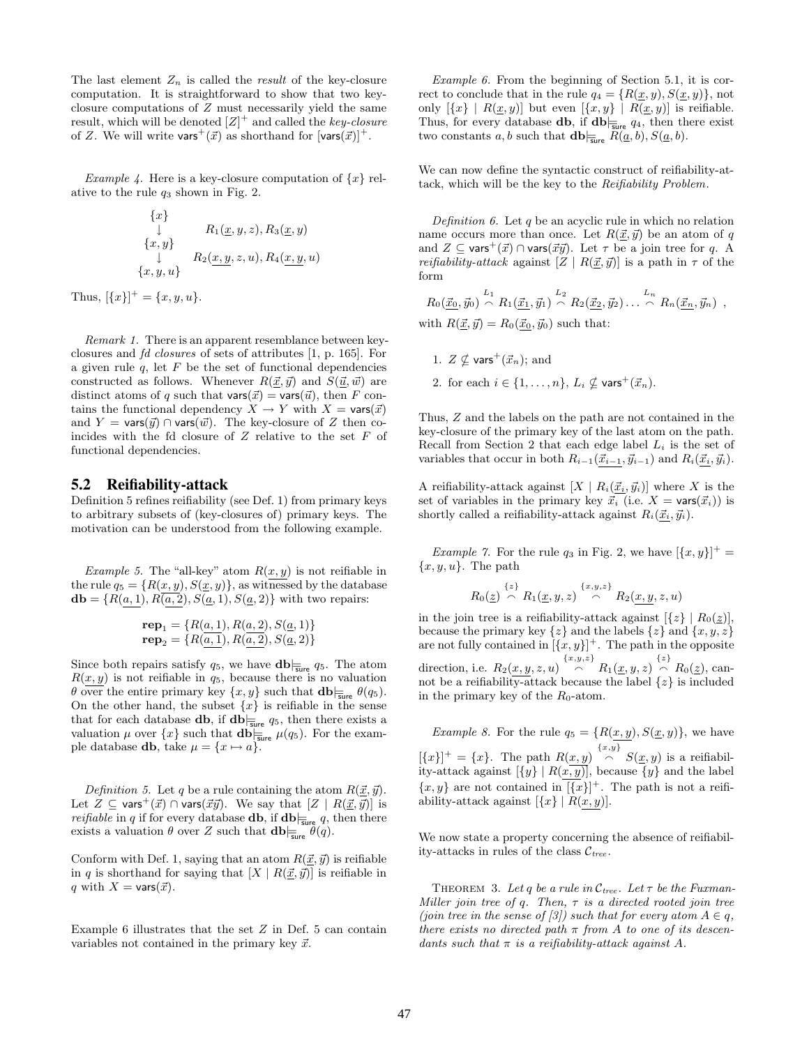The last element $Z_n$ is called the *result* of the key-closure computation. It is straightforward to show that two key-closure computations of $Z$ must necessarily yield the same result, which will be denoted $[Z]^+$ and called the *key-closure* of $Z$. We will write $\mathsf{vars}^+(\vec{x})$ as shorthand for $[\mathsf{vars}(\vec{x})]^+$.

*Example 4.* Here is a key-closure computation of $\{x\}$ relative to the rule $q_3$ shown in Fig. 2.

$$
\begin{array}{ll}
\{x\} & \\
\downarrow & R_1(\underline{x}, y, z), R_3(\underline{x}, y) \\
\{x, y\} & \\
\downarrow & R_2(\underline{x, y}, z, u), R_4(\underline{x, y}, u) \\
\{x, y, u\} &
\end{array}
$$

Thus, $[\{x\}]^+ = \{x, y, u\}$.

*Remark 1.* There is an apparent resemblance between key-closures and *fd closures* of sets of attributes [1, p. 165]. For a given rule $q$, let $F$ be the set of functional dependencies constructed as follows. Whenever $R(\underline{\vec{x}}, \vec{y})$ and $S(\underline{\vec{u}}, \vec{w})$ are distinct atoms of $q$ such that $\mathsf{vars}(\vec{x}) = \mathsf{vars}(\vec{u})$, then $F$ contains the functional dependency $X \rightarrow Y$ with $X = \mathsf{vars}(\vec{x})$ and $Y = \mathsf{vars}(\vec{y}) \cap \mathsf{vars}(\vec{w})$. The key-closure of $Z$ then coincides with the fd closure of $Z$ relative to the set $F$ of functional dependencies.

## 5.2 Reifiability-attack

Definition 5 refines reifiability (see Def. 1) from primary keys to arbitrary subsets of (key-closures of) primary keys. The motivation can be understood from the following example.

*Example 5.* The "all-key" atom $R(\underline{x, y})$ is not reifiable in the rule $q_5 = \{R(\underline{x, y}), S(\underline{x}, y)\}$, as witnessed by the database $\mathbf{db} = \{R(\underline{a, 1}), R(\underline{a, 2}), S(\underline{a}, 1), S(\underline{a}, 2)\}$ with two repairs:

$$
\begin{aligned}
\mathbf{rep}_1 &= \{R(\underline{a, 1}), R(\underline{a, 2}), S(\underline{a}, 1)\} \\
\mathbf{rep}_2 &= \{R(\underline{a, 1}), R(\underline{a, 2}), S(\underline{a}, 2)\}
\end{aligned}
$$

Since both repairs satisfy $q_5$, we have $\mathbf{db} \models_{\mathsf{sure}} q_5$. The atom $R(\underline{x, y})$ is not reifiable in $q_5$, because there is no valuation $\theta$ over the entire primary key $\{x, y\}$ such that $\mathbf{db} \models_{\mathsf{sure}} \theta(q_5)$. On the other hand, the subset $\{x\}$ is reifiable in the sense that for each database $\mathbf{db}$, if $\mathbf{db} \models_{\mathsf{sure}} q_5$, then there exists a valuation $\mu$ over $\{x\}$ such that $\mathbf{db} \models_{\mathsf{sure}} \mu(q_5)$. For the example database $\mathbf{db}$, take $\mu = \{x \mapsto a\}$.

*Definition 5.* Let $q$ be a rule containing the atom $R(\underline{\vec{x}}, \vec{y})$. Let $Z \subseteq \mathsf{vars}^+(\vec{x}) \cap \mathsf{vars}(\vec{x}\vec{y})$. We say that $[Z \mid R(\underline{\vec{x}}, \vec{y})]$ is *reifiable* in $q$ if for every database $\mathbf{db}$, if $\mathbf{db} \models_{\mathsf{sure}} q$, then there exists a valuation $\theta$ over $Z$ such that $\mathbf{db} \models_{\mathsf{sure}} \theta(q)$.

Conform with Def. 1, saying that an atom $R(\underline{\vec{x}}, \vec{y})$ is reifiable in $q$ is shorthand for saying that $[X \mid R(\underline{\vec{x}}, \vec{y})]$ is reifiable in $q$ with $X = \mathsf{vars}(\vec{x})$.

Example 6 illustrates that the set $Z$ in Def. 5 can contain variables not contained in the primary key $\vec{x}$.

*Example 6.* From the beginning of Section 5.1, it is correct to conclude that in the rule $q_4 = \{R(\underline{x}, y), S(\underline{x}, y)\}$, not only $[\{x\} \mid R(\underline{x}, y)]$ but even $[\{x, y\} \mid R(\underline{x}, y)]$ is reifiable. Thus, for every database $\mathbf{db}$, if $\mathbf{db} \models_{\mathsf{sure}} q_4$, then there exist two constants $a, b$ such that $\mathbf{db} \models_{\mathsf{sure}} R(\underline{a}, b), S(\underline{a}, b)$.

We can now define the syntactic construct of reifiability-attack, which will be the key to the *Reifiability Problem*.

*Definition 6.* Let $q$ be an acyclic rule in which no relation name occurs more than once. Let $R(\underline{\vec{x}}, \vec{y})$ be an atom of $q$ and $Z \subseteq \mathsf{vars}^+(\vec{x}) \cap \mathsf{vars}(\vec{x}\vec{y})$. Let $\tau$ be a join tree for $q$. A *reifiability-attack* against $[Z \mid R(\underline{\vec{x}}, \vec{y})]$ is a path in $\tau$ of the form

$$
R_0(\underline{\vec{x}_0}, \vec{y}_0) \overset{L_1}{\frown} R_1(\underline{\vec{x}_1}, \vec{y}_1) \overset{L_2}{\frown} R_2(\underline{\vec{x}_2}, \vec{y}_2) \ldots \overset{L_n}{\frown} R_n(\underline{\vec{x}_n}, \vec{y}_n) ,
$$

with $R(\underline{\vec{x}}, \vec{y}) = R_0(\underline{\vec{x}_0}, \vec{y}_0)$ such that:

1. $Z \not\subseteq \mathsf{vars}^+(\vec{x}_n)$; and
2. for each $i \in \{1, \ldots, n\}$, $L_i \not\subseteq \mathsf{vars}^+(\vec{x}_n)$.

Thus, $Z$ and the labels on the path are not contained in the key-closure of the primary key of the last atom on the path. Recall from Section 2 that each edge label $L_i$ is the set of variables that occur in both $R_{i-1}(\underline{\vec{x}_{i-1}}, \vec{y}_{i-1})$ and $R_i(\underline{\vec{x}_i}, \vec{y}_i)$.

A reifiability-attack against $[X \mid R_i(\underline{\vec{x}_i}, \vec{y}_i)]$ where $X$ is the set of variables in the primary key $\vec{x}_i$ (i.e. $X = \mathsf{vars}(\vec{x}_i)$) is shortly called a reifiability-attack against $R_i(\underline{\vec{x}_i}, \vec{y}_i)$.

*Example 7.* For the rule $q_3$ in Fig. 2, we have $[\{x, y\}]^+ = \{x, y, u\}$. The path

$$
R_0(\underline{z}) \overset{\{z\}}{\frown} R_1(\underline{x}, y, z) \overset{\{x,y,z\}}{\frown} R_2(\underline{x, y}, z, u)
$$

in the join tree is a reifiability-attack against $[\{z\} \mid R_0(\underline{z})]$, because the primary key $\{z\}$ and the labels $\{z\}$ and $\{x, y, z\}$ are not fully contained in $[\{x, y\}]^+$. The path in the opposite direction, i.e. $R_2(\underline{x, y}, z, u) \overset{\{x,y,z\}}{\frown} R_1(\underline{x}, y, z) \overset{\{z\}}{\frown} R_0(\underline{z})$, cannot be a reifiability-attack because the label $\{z\}$ is included in the primary key of the $R_0$-atom.

*Example 8.* For the rule $q_5 = \{R(\underline{x, y}), S(\underline{x}, y)\}$, we have $[\{x\}]^+ = \{x\}$. The path $R(\underline{x, y}) \overset{\{x,y\}}{\frown} S(\underline{x}, y)$ is a reifiability-attack against $[\{y\} \mid R(\underline{x, y})]$, because $\{y\}$ and the label $\{x, y\}$ are not contained in $[\{x\}]^+$. The path is not a reifiability-attack against $[\{x\} \mid R(\underline{x, y})]$.

We now state a property concerning the absence of reifiability-attacks in rules of the class $\mathcal{C}_{tree}$.

THEOREM 3. *Let $q$ be a rule in $\mathcal{C}_{tree}$. Let $\tau$ be the Fuxman-Miller join tree of $q$. Then, $\tau$ is a directed rooted join tree (join tree in the sense of [3]) such that for every atom $A \in q$, there exists no directed path $\pi$ from $A$ to one of its descendants such that $\pi$ is a reifiability-attack against $A$.*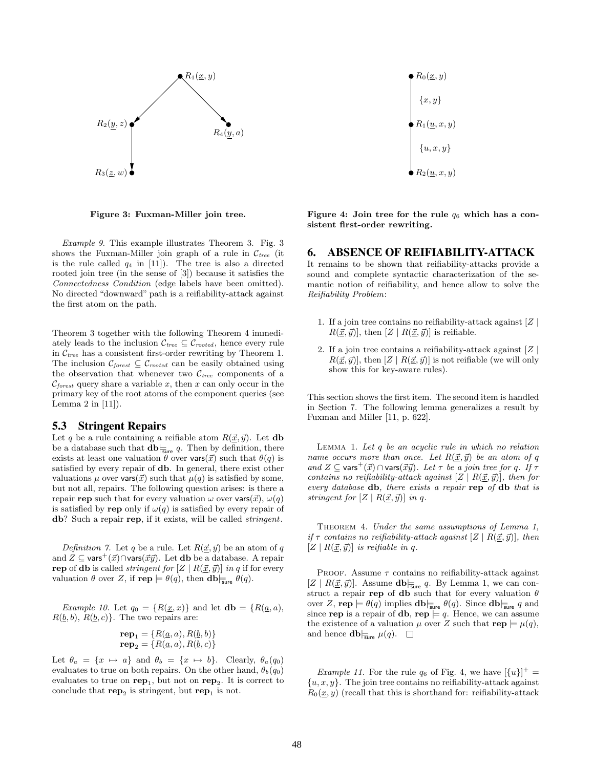Figure 3: Fuxman-Miller join tree.

Figure 4: Join tree for the rule $q_6$ which has a consistent first-order rewriting.

*Example 9.* This example illustrates Theorem 3. Fig. 3 shows the Fuxman-Miller join graph of a rule in $\mathcal{C}_{tree}$ (it is the rule called $q_4$ in [11]). The tree is also a directed rooted join tree (in the sense of [3]) because it satisfies the *Connectedness Condition* (edge labels have been omitted). No directed "downward" path is a reifiability-attack against the first atom on the path.

Theorem 3 together with the following Theorem 4 immediately leads to the inclusion $\mathcal{C}_{tree} \subseteq \mathcal{C}_{rooted}$, hence every rule in $\mathcal{C}_{tree}$ has a consistent first-order rewriting by Theorem 1. The inclusion $\mathcal{C}_{forest} \subseteq \mathcal{C}_{rooted}$ can be easily obtained using the observation that whenever two $\mathcal{C}_{tree}$ components of a $\mathcal{C}_{forest}$ query share a variable $x$, then $x$ can only occur in the primary key of the root atoms of the component queries (see Lemma 2 in [11]).

### 5.3 Stringent Repairs

Let $q$ be a rule containing a reifiable atom $R(\underline{\vec{x}}, \vec{y})$. Let $\mathbf{db}$ be a database such that $\mathbf{db} \models_{\mathsf{sure}} q$. Then by definition, there exists at least one valuation $\theta$ over $\mathsf{vars}(\vec{x})$ such that $\theta(q)$ is satisfied by every repair of $\mathbf{db}$. In general, there exist other valuations $\mu$ over $\mathsf{vars}(\vec{x})$ such that $\mu(q)$ is satisfied by some, but not all, repairs. The following question arises: is there a repair $\mathbf{rep}$ such that for every valuation $\omega$ over $\mathsf{vars}(\vec{x})$, $\omega(q)$ is satisfied by $\mathbf{rep}$ only if $\omega(q)$ is satisfied by every repair of $\mathbf{db}$? Such a repair $\mathbf{rep}$, if it exists, will be called *stringent*.

*Definition 7.* Let $q$ be a rule. Let $R(\underline{\vec{x}}, \vec{y})$ be an atom of $q$ and $Z \subseteq \mathsf{vars}^+(\vec{x}) \cap \mathsf{vars}(\vec{x}\vec{y})$. Let $\mathbf{db}$ be a database. A repair $\mathbf{rep}$ of $\mathbf{db}$ is called *stringent for* $[Z \mid R(\underline{\vec{x}}, \vec{y})]$ *in* $q$ if for every valuation $\theta$ over $Z$, if $\mathbf{rep} \models \theta(q)$, then $\mathbf{db} \models_{\mathsf{sure}} \theta(q)$.

*Example 10.* Let $q_0 = \{R(\underline{x}, x)\}$ and let $\mathbf{db} = \{R(\underline{a}, a), R(\underline{b}, b), R(\underline{b}, c)\}$. The two repairs are:

$$\mathbf{rep}_1 = \{R(\underline{a}, a), R(\underline{b}, b)\}$$
$$\mathbf{rep}_2 = \{R(\underline{a}, a), R(\underline{b}, c)\}$$

Let $\theta_a = \{x \mapsto a\}$ and $\theta_b = \{x \mapsto b\}$. Clearly, $\theta_a(q_0)$ evaluates to true on both repairs. On the other hand, $\theta_b(q_0)$ evaluates to true on $\mathbf{rep}_1$, but not on $\mathbf{rep}_2$. It is correct to conclude that $\mathbf{rep}_2$ is stringent, but $\mathbf{rep}_1$ is not.

## 6. ABSENCE OF REIFIABILITY-ATTACK

It remains to be shown that reifiability-attacks provide a sound and complete syntactic characterization of the semantic notion of reifiability, and hence allow to solve the *Reifiability Problem*:

1. If a join tree contains no reifiability-attack against $[Z \mid R(\underline{\vec{x}}, \vec{y})]$, then $[Z \mid R(\underline{\vec{x}}, \vec{y})]$ is reifiable.
2. If a join tree contains a reifiability-attack against $[Z \mid R(\underline{\vec{x}}, \vec{y})]$, then $[Z \mid R(\underline{\vec{x}}, \vec{y})]$ is not reifiable (we will only show this for key-aware rules).

This section shows the first item. The second item is handled in Section 7. The following lemma generalizes a result by Fuxman and Miller [11, p. 622].

Lemma 1. *Let $q$ be an acyclic rule in which no relation name occurs more than once. Let $R(\underline{\vec{x}}, \vec{y})$ be an atom of $q$ and $Z \subseteq \mathsf{vars}^+(\vec{x}) \cap \mathsf{vars}(\vec{x}\vec{y})$. Let $\tau$ be a join tree for $q$. If $\tau$ contains no reifiability-attack against $[Z \mid R(\underline{\vec{x}}, \vec{y})]$, then for every database $\mathbf{db}$, there exists a repair $\mathbf{rep}$ of $\mathbf{db}$ that is stringent for $[Z \mid R(\underline{\vec{x}}, \vec{y})]$ in $q$.*

Theorem 4. *Under the same assumptions of Lemma 1, if $\tau$ contains no reifiability-attack against $[Z \mid R(\underline{\vec{x}}, \vec{y})]$, then $[Z \mid R(\underline{\vec{x}}, \vec{y})]$ is reifiable in $q$.*

Proof. Assume $\tau$ contains no reifiability-attack against $[Z \mid R(\underline{\vec{x}}, \vec{y})]$. Assume $\mathbf{db} \models_{\mathsf{sure}} q$. By Lemma 1, we can construct a repair $\mathbf{rep}$ of $\mathbf{db}$ such that for every valuation $\theta$ over $Z$, $\mathbf{rep} \models \theta(q)$ implies $\mathbf{db} \models_{\mathsf{sure}} \theta(q)$. Since $\mathbf{db} \models_{\mathsf{sure}} q$ and since $\mathbf{rep}$ is a repair of $\mathbf{db}$, $\mathbf{rep} \models q$. Hence, we can assume the existence of a valuation $\mu$ over $Z$ such that $\mathbf{rep} \models \mu(q)$, and hence $\mathbf{db} \models_{\mathsf{sure}} \mu(q)$. $\square$

*Example 11.* For the rule $q_6$ of Fig. 4, we have $[\{u\}]^+ = \{u, x, y\}$. The join tree contains no reifiability-attack against $R_0(\underline{x}, y)$ (recall that this is shorthand for: reifiability-attack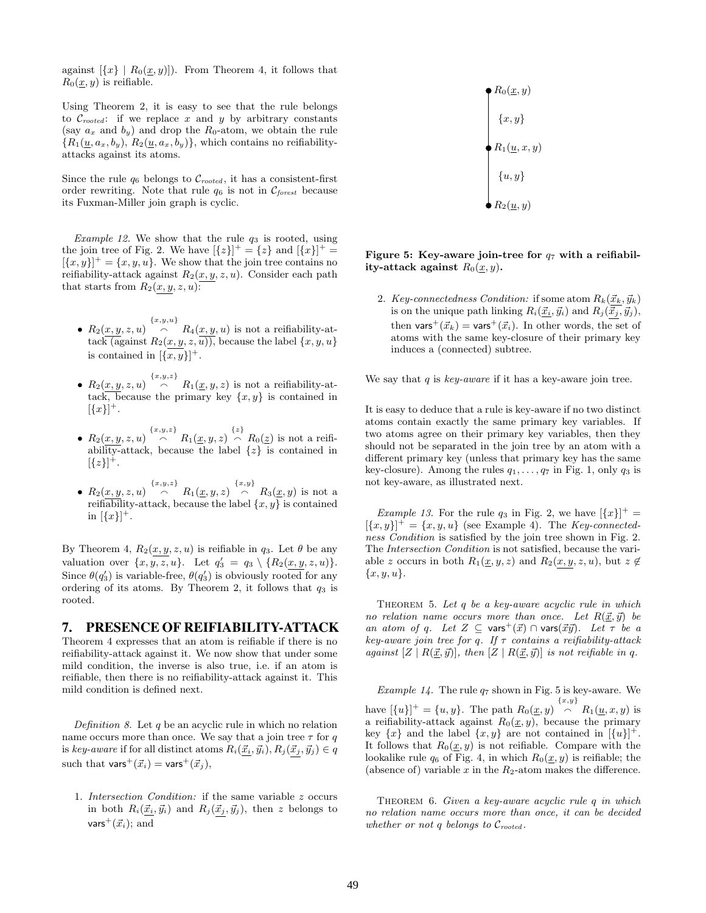against $[\{x\} \mid R_0(\underline{x}, y)]$). From Theorem 4, it follows that $R_0(\underline{x}, y)$ is reifiable.

Using Theorem 2, it is easy to see that the rule belongs to $\mathcal{C}_{rooted}$: if we replace $x$ and $y$ by arbitrary constants (say $a_x$ and $b_y$) and drop the $R_0$-atom, we obtain the rule $\{R_1(\underline{u}, a_x, b_y), R_2(\underline{u}, a_x, b_y)\}$, which contains no reifiability-attacks against its atoms.

Since the rule $q_6$ belongs to $\mathcal{C}_{rooted}$, it has a consistent-first order rewriting. Note that rule $q_6$ is not in $\mathcal{C}_{forest}$ because its Fuxman-Miller join graph is cyclic.

*Example 12.* We show that the rule $q_3$ is rooted, using the join tree of Fig. 2. We have $[\{z\}]^+ = \{z\}$ and $[\{x\}]^+ = [\{x, y\}]^+ = \{x, y, u\}$. We show that the join tree contains no reifiability-attack against $R_2(\underline{x, y}, z, u)$. Consider each path that starts from $R_2(\underline{x, y}, z, u)$:

- $R_2(\underline{x, y}, z, u) \overset{\{x,y,u\}}{\frown} R_4(\underline{x, y}, u)$ is not a reifiability-attack (against $R_2(\underline{x, y}, z, u)$), because the label $\{x, y, u\}$ is contained in $[\{x, y\}]^+$.
- $R_2(\underline{x, y}, z, u) \overset{\{x,y,z\}}{\frown} R_1(\underline{x}, y, z)$ is not a reifiability-attack, because the primary key $\{x, y\}$ is contained in $[\{x\}]^+$.
- $R_2(\underline{x, y}, z, u) \overset{\{x,y,z\}}{\frown} R_1(\underline{x}, y, z) \overset{\{z\}}{\frown} R_0(\underline{z})$ is not a reifiability-attack, because the label $\{z\}$ is contained in $[\{z\}]^+$.
- $R_2(\underline{x, y}, z, u) \overset{\{x,y,z\}}{\frown} R_1(\underline{x}, y, z) \overset{\{x,y\}}{\frown} R_3(\underline{x}, y)$ is not a reifiability-attack, because the label $\{x, y\}$ is contained in $[\{x\}]^+$.

By Theorem 4, $R_2(\underline{x, y}, z, u)$ is reifiable in $q_3$. Let $\theta$ be any valuation over $\{x, y, z, u\}$. Let $q_3' = q_3 \setminus \{R_2(\underline{x, y}, z, u)\}$. Since $\theta(q_3')$ is variable-free, $\theta(q_3')$ is obviously rooted for any ordering of its atoms. By Theorem 2, it follows that $q_3$ is rooted.

## 7. PRESENCE OF REIFIABILITY-ATTACK

Theorem 4 expresses that an atom is reifiable if there is no reifiability-attack against it. We now show that under some mild condition, the inverse is also true, i.e. if an atom is reifiable, then there is no reifiability-attack against it. This mild condition is defined next.

*Definition 8.* Let $q$ be an acyclic rule in which no relation name occurs more than once. We say that a join tree $\tau$ for $q$ is *key-aware* if for all distinct atoms $R_i(\underline{\vec{x}_i}, \vec{y}_i), R_j(\underline{\vec{x}_j}, \vec{y}_j) \in q$ such that $\mathsf{vars}^+(\vec{x}_i) = \mathsf{vars}^+(\vec{x}_j)$,

1. *Intersection Condition:* if the same variable $z$ occurs in both $R_i(\underline{\vec{x}_i}, \vec{y}_i)$ and $R_j(\underline{\vec{x}_j}, \vec{y}_j)$, then $z$ belongs to $\mathsf{vars}^+(\vec{x}_i)$; and
2. *Key-connectedness Condition:* if some atom $R_k(\underline{\vec{x}_k}, \vec{y}_k)$ is on the unique path linking $R_i(\underline{\vec{x}_i}, \vec{y}_i)$ and $R_j(\underline{\vec{x}_j}, \vec{y}_j)$, then $\mathsf{vars}^+(\vec{x}_k) = \mathsf{vars}^+(\vec{x}_i)$. In other words, the set of atoms with the same key-closure of their primary key induces a (connected) subtree.

We say that $q$ is *key-aware* if it has a key-aware join tree.

It is easy to deduce that a rule is key-aware if no two distinct atoms contain exactly the same primary key variables. If two atoms agree on their primary key variables, then they should not be separated in the join tree by an atom with a different primary key (unless that primary key has the same key-closure). Among the rules $q_1, \ldots, q_7$ in Fig. 1, only $q_3$ is not key-aware, as illustrated next.

*Example 13.* For the rule $q_3$ in Fig. 2, we have $[\{x\}]^+ = [\{x, y\}]^+ = \{x, y, u\}$ (see Example 4). The *Key-connectedness Condition* is satisfied by the join tree shown in Fig. 2. The *Intersection Condition* is not satisfied, because the variable $z$ occurs in both $R_1(\underline{x}, y, z)$ and $R_2(\underline{x, y}, z, u)$, but $z \notin \{x, y, u\}$.

THEOREM 5. *Let $q$ be a key-aware acyclic rule in which no relation name occurs more than once. Let $R(\underline{\vec{x}}, \vec{y})$ be an atom of $q$. Let $Z \subseteq \mathsf{vars}^+(\vec{x}) \cap \mathsf{vars}(\vec{x}\vec{y})$. Let $\tau$ be a key-aware join tree for $q$. If $\tau$ contains a reifiability-attack against $[Z \mid R(\underline{\vec{x}}, \vec{y})]$, then $[Z \mid R(\underline{\vec{x}}, \vec{y})]$ is not reifiable in $q$.*

$R_0(\underline{x}, y)$

$\{x, y\}$

$R_1(\underline{u}, x, y)$

$\{u, y\}$

$R_2(\underline{u}, y)$

**Figure 5: Key-aware join-tree for $q_7$ with a reifiability-attack against $R_0(\underline{x}, y)$.**

*Example 14.* The rule $q_7$ shown in Fig. 5 is key-aware. We have $[\{u\}]^+ = \{u, y\}$. The path $R_0(\underline{x}, y) \overset{\{x,y\}}{\frown} R_1(\underline{u}, x, y)$ is a reifiability-attack against $R_0(\underline{x}, y)$, because the primary key $\{x\}$ and the label $\{x, y\}$ are not contained in $[\{u\}]^+$. It follows that $R_0(\underline{x}, y)$ is not reifiable. Compare with the lookalike rule $q_6$ of Fig. 4, in which $R_0(\underline{x}, y)$ is reifiable; the (absence of) variable $x$ in the $R_2$-atom makes the difference.

THEOREM 6. *Given a key-aware acyclic rule $q$ in which no relation name occurs more than once, it can be decided whether or not $q$ belongs to $\mathcal{C}_{rooted}$.*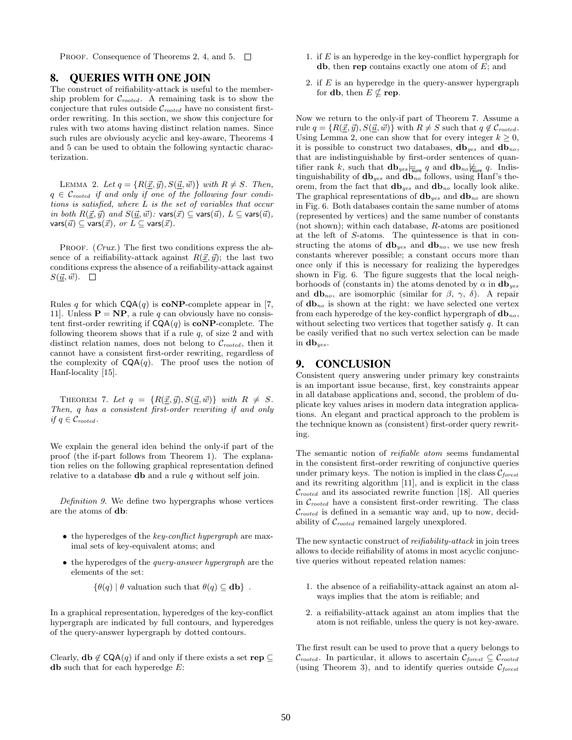PROOF. Consequence of Theorems 2, 4, and 5. □

## 8. QUERIES WITH ONE JOIN

The construct of reifiability-attack is useful to the membership problem for $\mathcal{C}_{rooted}$. A remaining task is to show the conjecture that rules outside $\mathcal{C}_{rooted}$ have no consistent first-order rewriting. In this section, we show this conjecture for rules with two atoms having distinct relation names. Since such rules are obviously acyclic and key-aware, Theorems 4 and 5 can be used to obtain the following syntactic characterization.

LEMMA 2. *Let $q = \{R(\underline{\vec{x}}, \vec{y}), S(\underline{\vec{u}}, \vec{w})\}$ with $R \neq S$. Then, $q \in \mathcal{C}_{rooted}$ if and only if one of the following four conditions is satisfied, where $L$ is the set of variables that occur in both $R(\underline{\vec{x}}, \vec{y})$ and $S(\underline{\vec{u}}, \vec{w})$: $\mathsf{vars}(\vec{x}) \subseteq \mathsf{vars}(\vec{u})$, $L \subseteq \mathsf{vars}(\vec{u})$, $\mathsf{vars}(\vec{u}) \subseteq \mathsf{vars}(\vec{x})$, or $L \subseteq \mathsf{vars}(\vec{x})$.*

PROOF. (*Crux.*) The first two conditions express the absence of a reifiability-attack against $R(\underline{\vec{x}}, \vec{y})$; the last two conditions express the absence of a reifiability-attack against $S(\underline{\vec{u}}, \vec{w})$. □

Rules $q$ for which $\mathsf{CQA}(q)$ is **coNP**-complete appear in [7, 11]. Unless $\mathbf{P} = \mathbf{NP}$, a rule $q$ can obviously have no consistent first-order rewriting if $\mathsf{CQA}(q)$ is **coNP**-complete. The following theorem shows that if a rule $q$, of size 2 and with distinct relation names, does not belong to $\mathcal{C}_{rooted}$, then it cannot have a consistent first-order rewriting, regardless of the complexity of $\mathsf{CQA}(q)$. The proof uses the notion of Hanf-locality [15].

THEOREM 7. *Let $q = \{R(\underline{\vec{x}}, \vec{y}), S(\underline{\vec{u}}, \vec{w})\}$ with $R \neq S$. Then, $q$ has a consistent first-order rewriting if and only if $q \in \mathcal{C}_{rooted}$.*

We explain the general idea behind the only-if part of the proof (the if-part follows from Theorem 1). The explanation relies on the following graphical representation defined relative to a database $\mathbf{db}$ and a rule $q$ without self join.

*Definition 9.* We define two hypergraphs whose vertices are the atoms of $\mathbf{db}$:

- the hyperedges of the *key-conflict hypergraph* are maximal sets of key-equivalent atoms; and
- the hyperedges of the *query-answer hypergraph* are the elements of the set:

$$\{\theta(q) \mid \theta \text{ valuation such that } \theta(q) \subseteq \mathbf{db}\} \ .$$

In a graphical representation, hyperedges of the key-conflict hypergraph are indicated by full contours, and hyperedges of the query-answer hypergraph by dotted contours.

Clearly, $\mathbf{db} \notin \mathsf{CQA}(q)$ if and only if there exists a set $\mathbf{rep} \subseteq \mathbf{db}$ such that for each hyperedge $E$:

1. if $E$ is an hyperedge in the key-conflict hypergraph for $\mathbf{db}$, then $\mathbf{rep}$ contains exactly one atom of $E$; and
2. if $E$ is an hyperedge in the query-answer hypergraph for $\mathbf{db}$, then $E \not\subseteq \mathbf{rep}$.

Now we return to the only-if part of Theorem 7. Assume a rule $q = \{R(\underline{\vec{x}}, \vec{y}), S(\underline{\vec{u}}, \vec{w})\}$ with $R \neq S$ such that $q \notin \mathcal{C}_{rooted}$. Using Lemma 2, one can show that for every integer $k \geq 0$, it is possible to construct two databases, $\mathbf{db}_{yes}$ and $\mathbf{db}_{no}$, that are indistinguishable by first-order sentences of quantifier rank $k$, such that $\mathbf{db}_{yes} \models_{\mathsf{sure}} q$ and $\mathbf{db}_{no} \not\models_{\mathsf{sure}} q$. Indistinguishability of $\mathbf{db}_{yes}$ and $\mathbf{db}_{no}$ follows, using Hanf's theorem, from the fact that $\mathbf{db}_{yes}$ and $\mathbf{db}_{no}$ locally look alike. The graphical representations of $\mathbf{db}_{yes}$ and $\mathbf{db}_{no}$ are shown in Fig. 6. Both databases contain the same number of atoms (represented by vertices) and the same number of constants (not shown); within each database, $R$-atoms are positioned at the left of $S$-atoms. The quintessence is that in constructing the atoms of $\mathbf{db}_{yes}$ and $\mathbf{db}_{no}$, we use new fresh constants wherever possible; a constant occurs more than once only if this is necessary for realizing the hyperedges shown in Fig. 6. The figure suggests that the local neighborhoods of (constants in) the atoms denoted by $\alpha$ in $\mathbf{db}_{yes}$ and $\mathbf{db}_{no}$, are isomorphic (similar for $\beta$, $\gamma$, $\delta$). A repair of $\mathbf{db}_{no}$ is shown at the right: we have selected one vertex from each hyperedge of the key-conflict hypergraph of $\mathbf{db}_{no}$, without selecting two vertices that together satisfy $q$. It can be easily verified that no such vertex selection can be made in $\mathbf{db}_{yes}$.

## 9. CONCLUSION

Consistent query answering under primary key constraints is an important issue because, first, key constraints appear in all database applications and, second, the problem of duplicate key values arises in modern data integration applications. An elegant and practical approach to the problem is the technique known as (consistent) first-order query rewriting.

The semantic notion of *reifiable atom* seems fundamental in the consistent first-order rewriting of conjunctive queries under primary keys. The notion is implied in the class $\mathcal{C}_{forest}$ and its rewriting algorithm [11], and is explicit in the class $\mathcal{C}_{rooted}$ and its associated rewrite function [18]. All queries in $\mathcal{C}_{rooted}$ have a consistent first-order rewriting. The class $\mathcal{C}_{rooted}$ is defined in a semantic way and, up to now, decidability of $\mathcal{C}_{rooted}$ remained largely unexplored.

The new syntactic construct of *reifiability-attack* in join trees allows to decide reifiability of atoms in most acyclic conjunctive queries without repeated relation names:

1. the absence of a reifiability-attack against an atom always implies that the atom is reifiable; and
2. a reifiability-attack against an atom implies that the atom is not reifiable, unless the query is not key-aware.

The first result can be used to prove that a query belongs to $\mathcal{C}_{rooted}$. In particular, it allows to ascertain $\mathcal{C}_{forest} \subseteq \mathcal{C}_{rooted}$ (using Theorem 3), and to identify queries outside $\mathcal{C}_{forest}$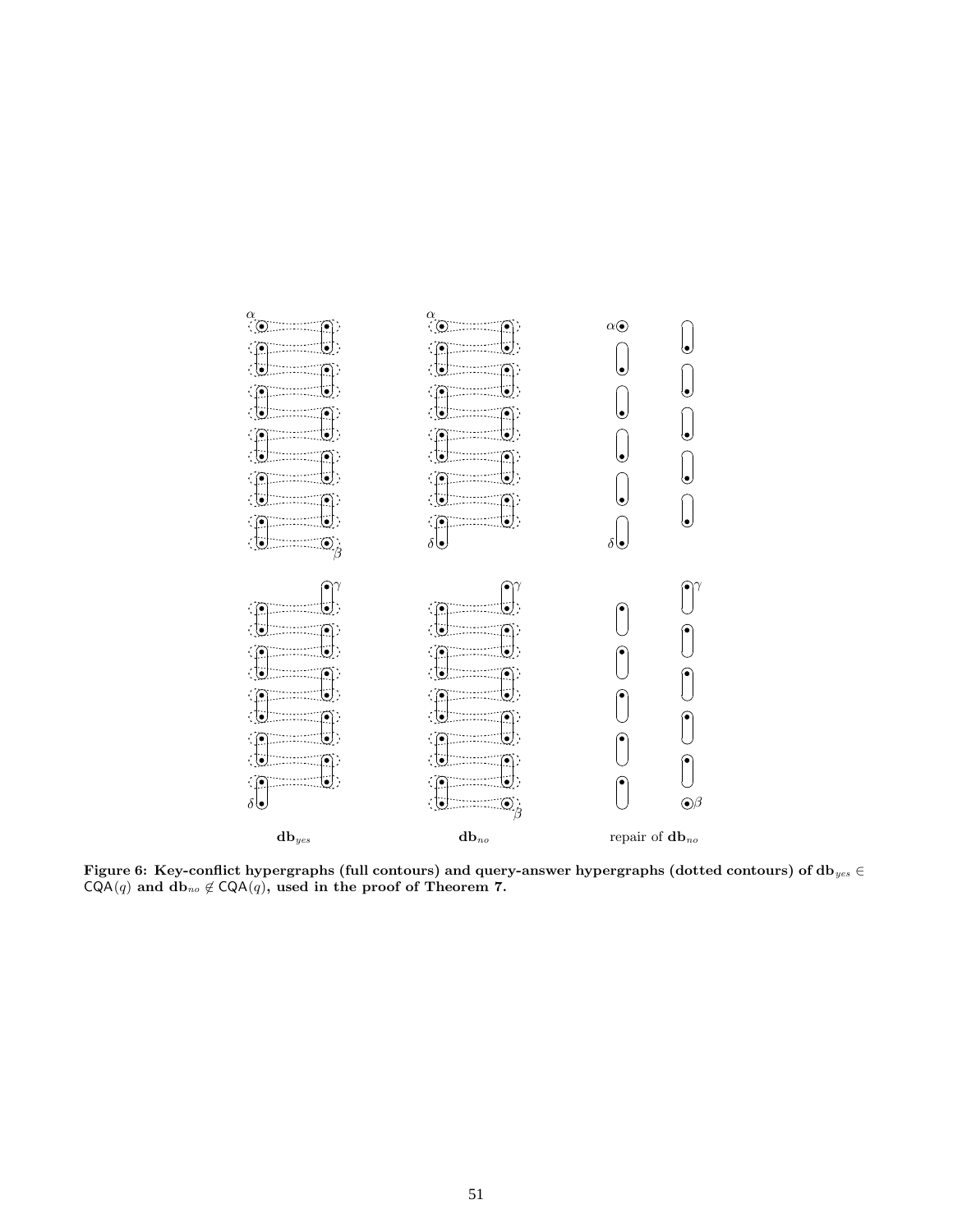**Figure 6: Key-conflict hypergraphs (full contours) and query-answer hypergraphs (dotted contours) of $\mathbf{db}_{yes} \in \mathsf{CQA}(q)$ and $\mathbf{db}_{no} \notin \mathsf{CQA}(q)$, used in the proof of Theorem 7.**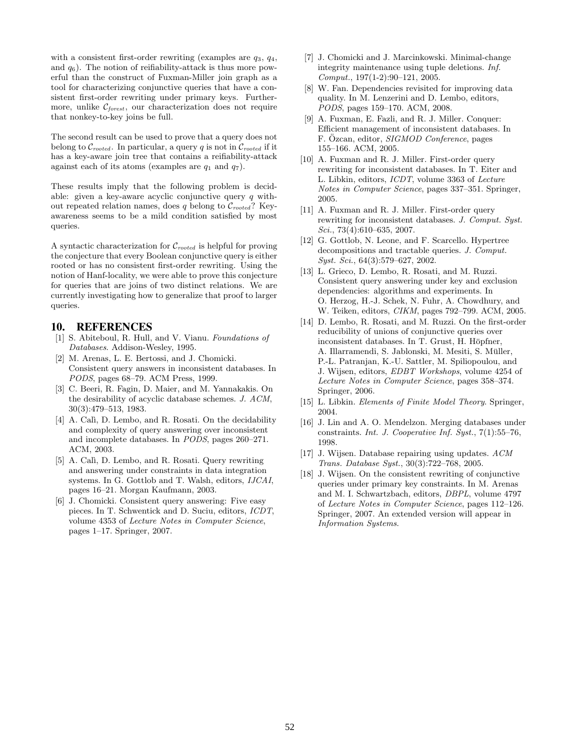with a consistent first-order rewriting (examples are $q_3$, $q_4$, and $q_6$). The notion of reifiability-attack is thus more powerful than the construct of Fuxman-Miller join graph as a tool for characterizing conjunctive queries that have a consistent first-order rewriting under primary keys. Furthermore, unlike $\mathcal{C}_{forest}$, our characterization does not require that nonkey-to-key joins be full.

The second result can be used to prove that a query does not belong to $\mathcal{C}_{rooted}$. In particular, a query $q$ is not in $\mathcal{C}_{rooted}$ if it has a key-aware join tree that contains a reifiability-attack against each of its atoms (examples are $q_1$ and $q_7$).

These results imply that the following problem is decidable: given a key-aware acyclic conjunctive query $q$ without repeated relation names, does $q$ belong to $\mathcal{C}_{rooted}$? Key-awareness seems to be a mild condition satisfied by most queries.

A syntactic characterization for $\mathcal{C}_{rooted}$ is helpful for proving the conjecture that every Boolean conjunctive query is either rooted or has no consistent first-order rewriting. Using the notion of Hanf-locality, we were able to prove this conjecture for queries that are joins of two distinct relations. We are currently investigating how to generalize that proof to larger queries.

## 10. REFERENCES

[1] S. Abiteboul, R. Hull, and V. Vianu. *Foundations of Databases*. Addison-Wesley, 1995.

[2] M. Arenas, L. E. Bertossi, and J. Chomicki. Consistent query answers in inconsistent databases. In *PODS*, pages 68–79. ACM Press, 1999.

[3] C. Beeri, R. Fagin, D. Maier, and M. Yannakakis. On the desirability of acyclic database schemes. *J. ACM*, 30(3):479–513, 1983.

[4] A. Calì, D. Lembo, and R. Rosati. On the decidability and complexity of query answering over inconsistent and incomplete databases. In *PODS*, pages 260–271. ACM, 2003.

[5] A. Calì, D. Lembo, and R. Rosati. Query rewriting and answering under constraints in data integration systems. In G. Gottlob and T. Walsh, editors, *IJCAI*, pages 16–21. Morgan Kaufmann, 2003.

[6] J. Chomicki. Consistent query answering: Five easy pieces. In T. Schwentick and D. Suciu, editors, *ICDT*, volume 4353 of *Lecture Notes in Computer Science*, pages 1–17. Springer, 2007.

[7] J. Chomicki and J. Marcinkowski. Minimal-change integrity maintenance using tuple deletions. *Inf. Comput.*, 197(1-2):90–121, 2005.

[8] W. Fan. Dependencies revisited for improving data quality. In M. Lenzerini and D. Lembo, editors, *PODS*, pages 159–170. ACM, 2008.

[9] A. Fuxman, E. Fazli, and R. J. Miller. Conquer: Efficient management of inconsistent databases. In F. Özcan, editor, *SIGMOD Conference*, pages 155–166. ACM, 2005.

[10] A. Fuxman and R. J. Miller. First-order query rewriting for inconsistent databases. In T. Eiter and L. Libkin, editors, *ICDT*, volume 3363 of *Lecture Notes in Computer Science*, pages 337–351. Springer, 2005.

[11] A. Fuxman and R. J. Miller. First-order query rewriting for inconsistent databases. *J. Comput. Syst. Sci.*, 73(4):610–635, 2007.

[12] G. Gottlob, N. Leone, and F. Scarcello. Hypertree decompositions and tractable queries. *J. Comput. Syst. Sci.*, 64(3):579–627, 2002.

[13] L. Grieco, D. Lembo, R. Rosati, and M. Ruzzi. Consistent query answering under key and exclusion dependencies: algorithms and experiments. In O. Herzog, H.-J. Schek, N. Fuhr, A. Chowdhury, and W. Teiken, editors, *CIKM*, pages 792–799. ACM, 2005.

[14] D. Lembo, R. Rosati, and M. Ruzzi. On the first-order reducibility of unions of conjunctive queries over inconsistent databases. In T. Grust, H. Höpfner, A. Illarramendi, S. Jablonski, M. Mesiti, S. Müller, P.-L. Patranjan, K.-U. Sattler, M. Spiliopoulou, and J. Wijsen, editors, *EDBT Workshops*, volume 4254 of *Lecture Notes in Computer Science*, pages 358–374. Springer, 2006.

[15] L. Libkin. *Elements of Finite Model Theory*. Springer, 2004.

[16] J. Lin and A. O. Mendelzon. Merging databases under constraints. *Int. J. Cooperative Inf. Syst.*, 7(1):55–76, 1998.

[17] J. Wijsen. Database repairing using updates. *ACM Trans. Database Syst.*, 30(3):722–768, 2005.

[18] J. Wijsen. On the consistent rewriting of conjunctive queries under primary key constraints. In M. Arenas and M. I. Schwartzbach, editors, *DBPL*, volume 4797 of *Lecture Notes in Computer Science*, pages 112–126. Springer, 2007. An extended version will appear in *Information Systems*.